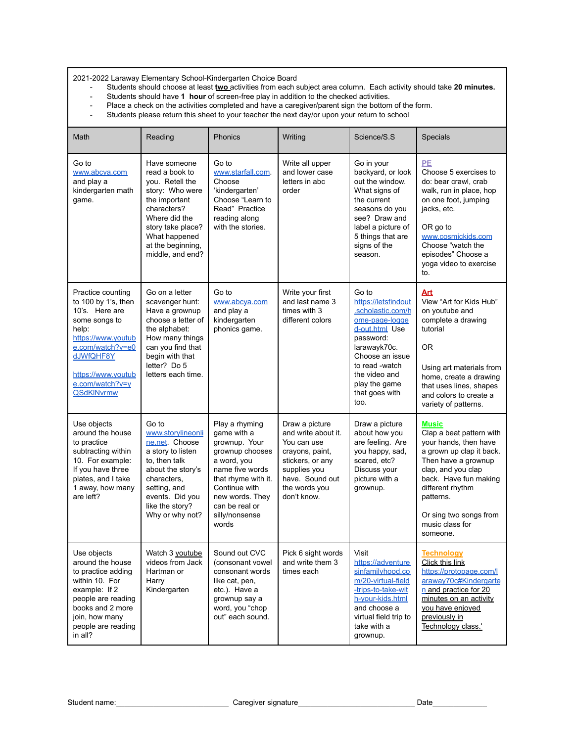2021-2022 Laraway Elementary School-Kindergarten Choice Board

- Students should choose at least **two** activities from each subject area column. Each activity should take **20 minutes.**
- Students should have **1 hour** of screen-free play in addition to the checked activities.
- Place a check on the activities completed and have a caregiver/parent sign the bottom of the form.
- Students please return this sheet to your teacher the next day/or upon your return to school

| Math | Reading | Phonics | Writing | Science/S.S | Specials |
|---|---|---|---|---|---|
| Go to www.abcya.com and play a kindergarten math game. | Have someone read a book to you. Retell the story: Who were the important characters? Where did the story take place? What happened at the beginning, middle, and end? | Go to www.starfall.com. Choose 'kindergarten' Choose "Learn to Read" Practice reading along with the stories. | Write all upper and lower case letters in abc order | Go in your backyard, or look out the window. What signs of the current seasons do you see? Draw and label a picture of 5 things that are signs of the season. | **PE** Choose 5 exercises to do: bear crawl, crab walk, run in place, hop on one foot, jumping jacks, etc. OR go to www.cosmickids.com Choose "watch the episodes" Choose a yoga video to exercise to. |
| Practice counting to 100 by 1's, then 10's. Here are some songs to help: https://www.youtube.com/watch?v=e0dJWfQHF8Y https://www.youtube.com/watch?v=yQSdKINvrmw | Go on a letter scavenger hunt: Have a grownup choose a letter of the alphabet: How many things can you find that begin with that letter? Do 5 letters each time. | Go to www.abcya.com and play a kindergarten phonics game. | Write your first and last name 3 times with 3 different colors | Go to https://letsfindout.scholastic.com/home-page-logged-out.html Use password: larawayk70c. Choose an issue to read -watch the video and play the game that goes with too. | **Art** View "Art for Kids Hub" on youtube and complete a drawing tutorial OR Using art materials from home, create a drawing that uses lines, shapes and colors to create a variety of patterns. |
| Use objects around the house to practice subtracting within 10. For example: If you have three plates, and I take 1 away, how many are left? | Go to www.storylineonline.net. Choose a story to listen to, then talk about the story's characters, setting, and events. Did you like the story? Why or why not? | Play a rhyming game with a grownup. Your grownup chooses a word, you name five words that rhyme with it. Continue with new words. They can be real or silly/nonsense words | Draw a picture and write about it. You can use crayons, paint, stickers, or any supplies you have. Sound out the words you don't know. | Draw a picture about how you are feeling. Are you happy, sad, scared, etc? Discuss your picture with a grownup. | **Music** Clap a beat pattern with your hands, then have a grown up clap it back. Then have a grownup clap, and you clap back. Have fun making different rhythm patterns. Or sing two songs from music class for someone. |
| Use objects around the house to practice adding within 10. For example: If 2 people are reading books and 2 more join, how many people are reading in all? | Watch 3 youtube videos from Jack Hartman or Harry Kindergarten | Sound out CVC (consonant vowel consonant words like cat, pen, etc.). Have a grownup say a word, you "chop out" each sound. | Pick 6 sight words and write them 3 times each | Visit https://adventuresinfamilyhood.com/20-virtual-field-trips-to-take-with-your-kids.html and choose a virtual field trip to take with a grownup. | **Technology** Click this link https://protopage.com/laraway70c#Kindergarten and practice for 20 minutes on an activity you have enjoyed previously in Technology class.' |

Student name:\_\_\_\_\_\_\_\_\_\_\_\_\_\_\_\_\_\_\_\_\_\_\_\_\_\_ Caregiver signature\_\_\_\_\_\_\_\_\_\_\_\_\_\_\_\_\_\_\_\_\_\_\_\_\_\_ Date\_\_\_\_\_\_\_\_\_\_\_\_\_\_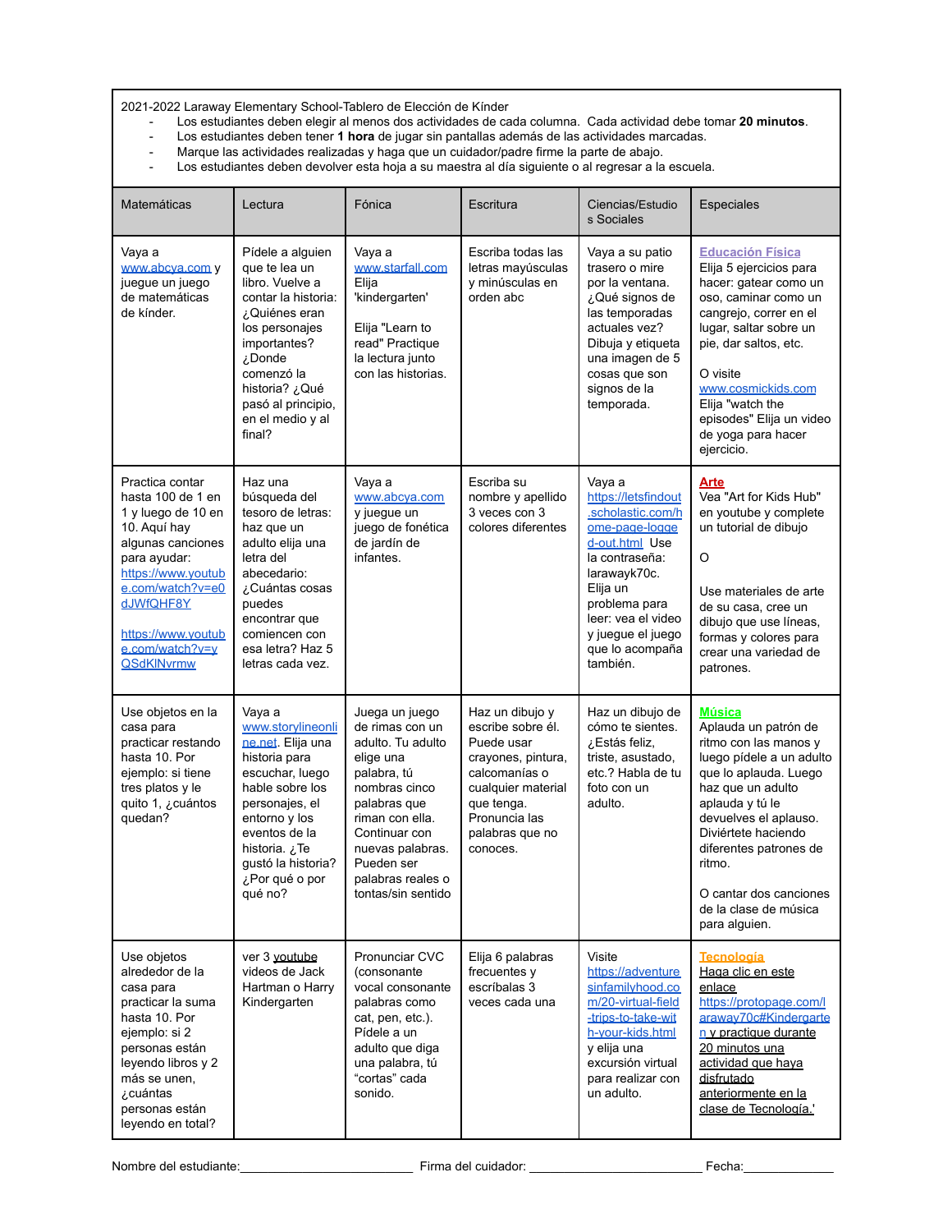2021-2022 Laraway Elementary School-Tablero de Elección de Kínder

- Los estudiantes deben elegir al menos dos actividades de cada columna. Cada actividad debe tomar **20 minutos**.
- Los estudiantes deben tener **1 hora** de jugar sin pantallas además de las actividades marcadas.
- Marque las actividades realizadas y haga que un cuidador/padre firme la parte de abajo.
- Los estudiantes deben devolver esta hoja a su maestra al día siguiente o al regresar a la escuela.

| Matemáticas | Lectura | Fónica | Escritura | Ciencias/Estudios Sociales | Especiales |
|---|---|---|---|---|---|
| Vaya a www.abcya.com y juegue un juego de matemáticas de kínder. | Pídele a alguien que te lea un libro. Vuelve a contar la historia: ¿Quiénes eran los personajes importantes? ¿Donde comenzó la historia? ¿Qué pasó al principio, en el medio y al final? | Vaya a www.starfall.com Elija 'kindergarten' Elija "Learn to read" Practique la lectura junto con las historias. | Escriba todas las letras mayúsculas y minúsculas en orden abc | Vaya a su patio trasero o mire por la ventana. ¿Qué signos de las temporadas actuales ves? Dibuja y etiqueta una imagen de 5 cosas que son signos de la temporada. | **Educación Física** Elija 5 ejercicios para hacer: gatear como un oso, caminar como un cangrejo, correr en el lugar, saltar sobre un pie, dar saltos, etc. O visite www.cosmickids.com Elija "watch the episodes" Elija un video de yoga para hacer ejercicio. |
| Practica contar hasta 100 de 1 en 1 y luego de 10 en 10. Aquí hay algunas canciones para ayudar: https://www.youtube.com/watch?v=e0dJWfQHF8Y https://www.youtube.com/watch?v=yQSdKlNvrmw | Haz una búsqueda del tesoro de letras: haz que un adulto elija una letra del abecedario: ¿Cuántas cosas puedes encontrar que comiencen con esa letra? Haz 5 letras cada vez. | Vaya a www.abcya.com y juegue un juego de fonética de jardín de infantes. | Escriba su nombre y apellido 3 veces con 3 colores diferentes | Vaya a https://letsfindout.scholastic.com/home-page-logged-out.html Use la contraseña: larawayk70c. Elija un problema para leer: vea el video y juegue el juego que lo acompaña también. | **Arte** Vea "Art for Kids Hub" en youtube y complete un tutorial de dibujo O Use materiales de arte de su casa, cree un dibujo que use líneas, formas y colores para crear una variedad de patrones. |
| Use objetos en la casa para practicar restando hasta 10. Por ejemplo: si tiene tres platos y le quito 1, ¿cuántos quedan? | Vaya a www.storylineonline.net. Elija una historia para escuchar, luego hable sobre los personajes, el entorno y los eventos de la historia. ¿Te gustó la historia? ¿Por qué o por qué no? | Juega un juego de rimas con un adulto. Tu adulto elige una palabra, tú nombras cinco palabras que riman con ella. Continuar con nuevas palabras. Pueden ser palabras reales o tontas/sin sentido | Haz un dibujo y escribe sobre él. Puede usar crayones, pintura, calcomanías o cualquier material que tenga. Pronuncia las palabras que no conoces. | Haz un dibujo de cómo te sientes. ¿Estás feliz, triste, asustado, etc.? Habla de tu foto con un adulto. | **Música** Aplauda un patrón de ritmo con las manos y luego pídele a un adulto que lo aplauda. Luego haz que un adulto aplauda y tú le devuelves el aplauso. Diviértete haciendo diferentes patrones de ritmo. O cantar dos canciones de la clase de música para alguien. |
| Use objetos alrededor de la casa para practicar la suma hasta 10. Por ejemplo: si 2 personas están leyendo libros y 2 más se unen, ¿cuántas personas están leyendo en total? | ver 3 youtube videos de Jack Hartman o Harry Kindergarten | Pronunciar CVC (consonante vocal consonante palabras como cat, pen, etc.). Pídele a un adulto que diga una palabra, tú "cortas" cada sonido. | Elija 6 palabras frecuentes y escríbalas 3 veces cada una | Visite https://adventuresinfamilyhood.com/20-virtual-field-trips-to-take-with-your-kids.html y elija una excursión virtual para realizar con un adulto. | **Tecnología** Haga clic en este enlace https://protopage.com/laraway70c#Kindergarten y practique durante 20 minutos una actividad que haya disfrutado anteriormente en la clase de Tecnología.' |

Nombre del estudiante:________________________ Firma del cuidador: ________________________ Fecha:____________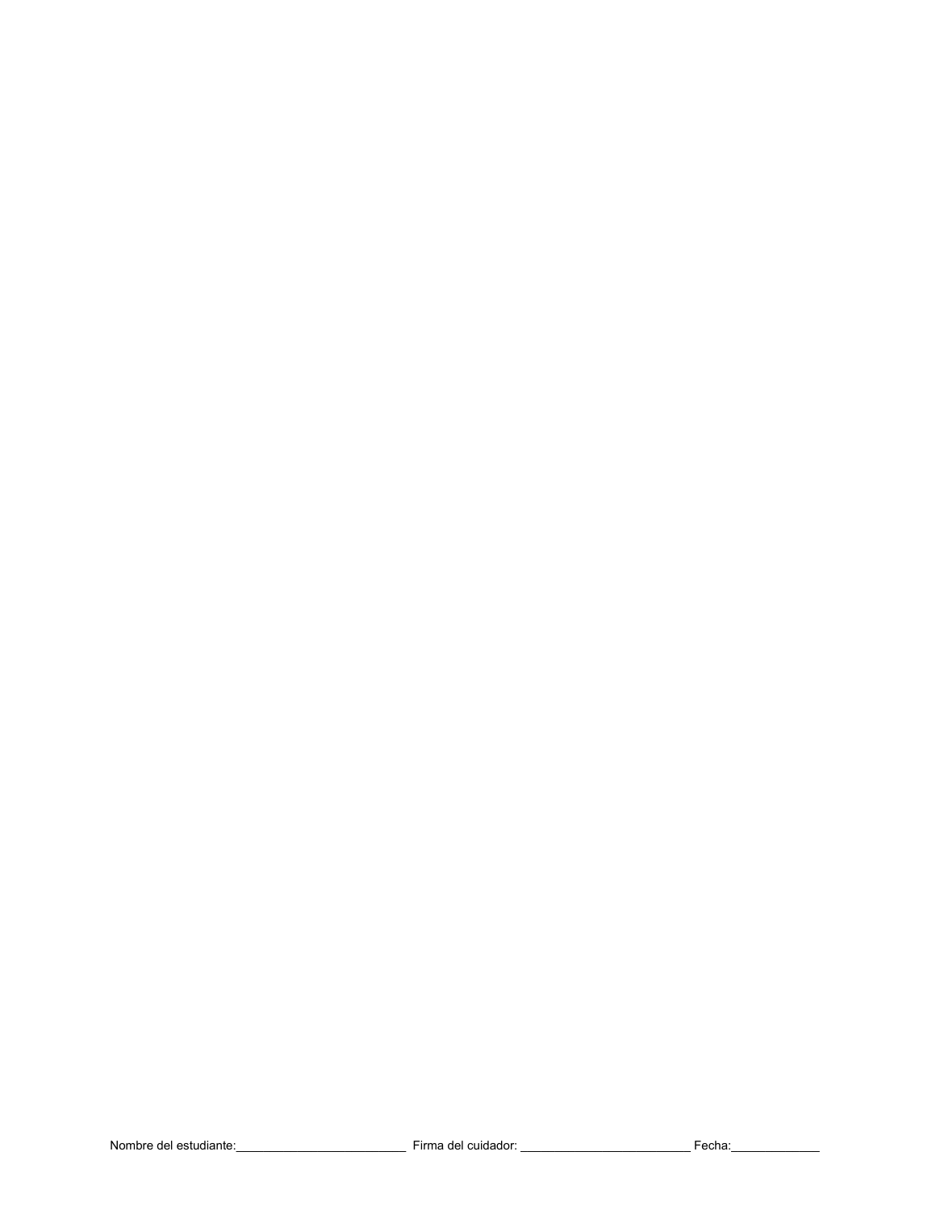Nombre del estudiante:__________________________ Firma del cuidador: _________________________ Fecha:_____________